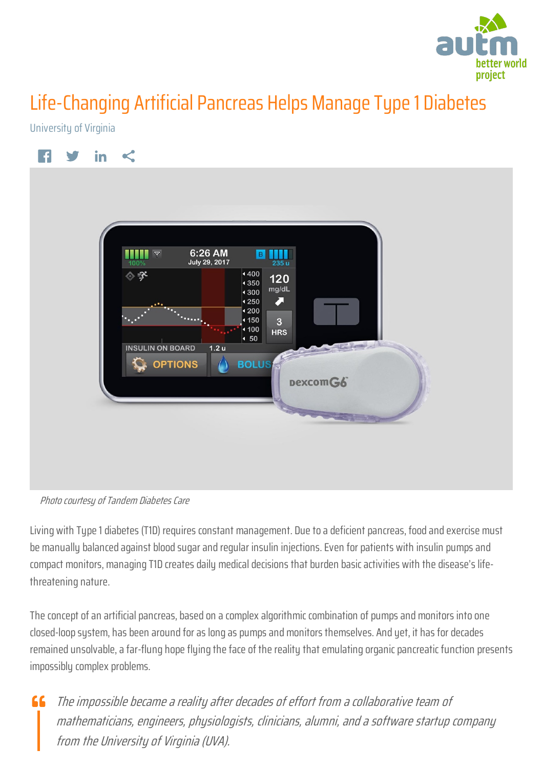# Life-Changing Artificial Pancreas Helps Manage Type 1 Diabetes

University of Virginia

*Photo courtesy of Tandem Diabetes Care*

Living with Type 1 diabetes (T1D) requires constant management. Due to a deficient pancreas, food and exercise must be manually balanced against blood sugar and regular insulin injections. Even for patients with insulin pumps and compact monitors, managing T1D creates daily medical decisions that burden basic activities with the disease's life-threatening nature.

The concept of an artificial pancreas, based on a complex algorithmic combination of pumps and monitors into one closed-loop system, has been around for as long as pumps and monitors themselves. And yet, it has for decades remained unsolvable, a far-flung hope flying the face of the reality that emulating organic pancreatic function presents impossibly complex problems.

> *The impossible became a reality after decades of effort from a collaborative team of mathematicians, engineers, physiologists, clinicians, alumni, and a software startup company from the University of Virginia (UVA).*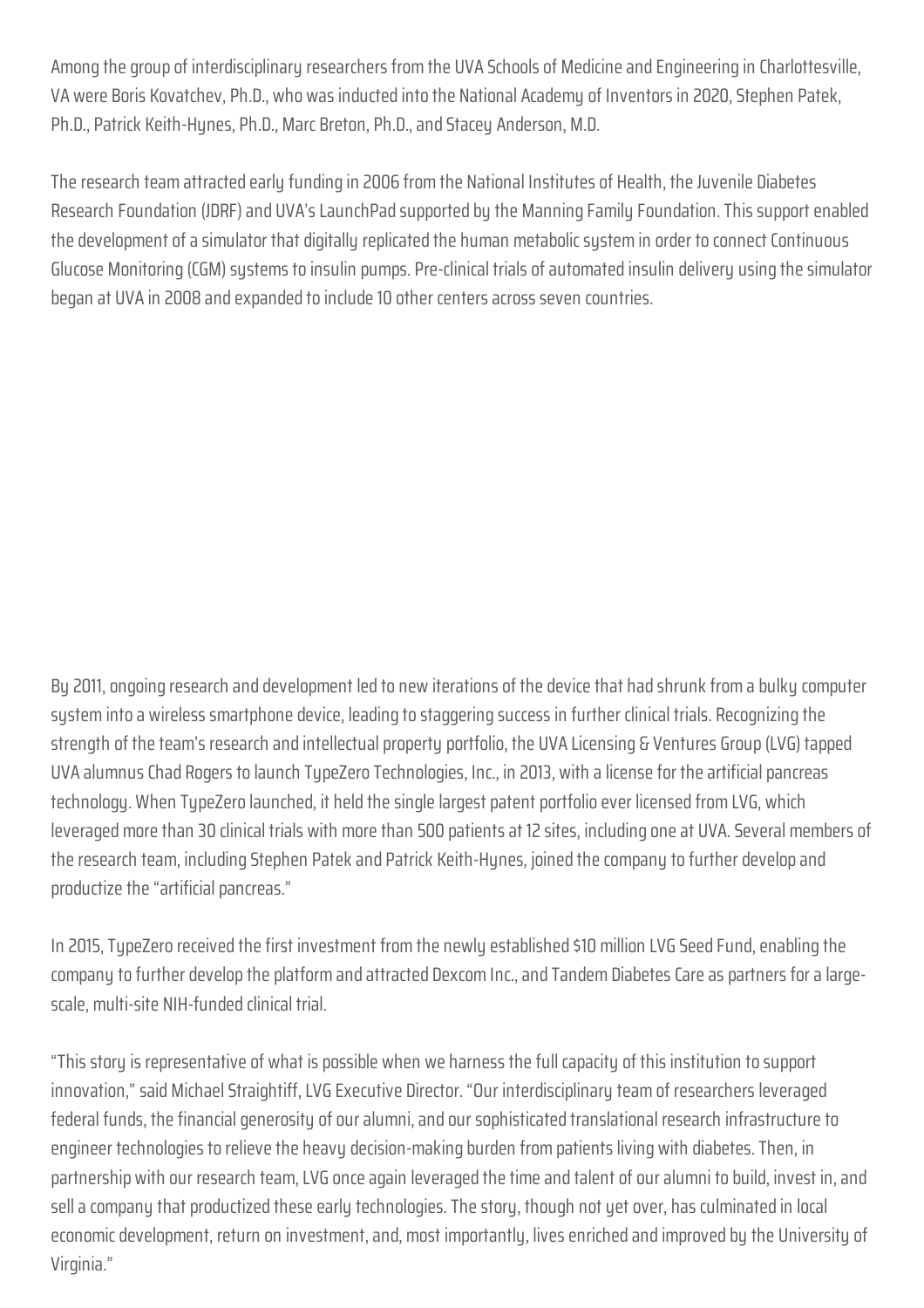Among the group of interdisciplinary researchers from the UVA Schools of Medicine and Engineering in Charlottesville, VA were Boris Kovatchev, Ph.D., who was inducted into the National Academy of Inventors in 2020, Stephen Patek, Ph.D., Patrick Keith-Hynes, Ph.D., Marc Breton, Ph.D., and Stacey Anderson, M.D.

The research team attracted early funding in 2006 from the National Institutes of Health, the Juvenile Diabetes Research Foundation (JDRF) and UVA's LaunchPad supported by the Manning Family Foundation. This support enabled the development of a simulator that digitally replicated the human metabolic system in order to connect Continuous Glucose Monitoring (CGM) systems to insulin pumps. Pre-clinical trials of automated insulin delivery using the simulator began at UVA in 2008 and expanded to include 10 other centers across seven countries.

By 2011, ongoing research and development led to new iterations of the device that had shrunk from a bulky computer system into a wireless smartphone device, leading to staggering success in further clinical trials. Recognizing the strength of the team's research and intellectual property portfolio, the UVA Licensing & Ventures Group (LVG) tapped UVA alumnus Chad Rogers to launch TypeZero Technologies, Inc., in 2013, with a license for the artificial pancreas technology. When TypeZero launched, it held the single largest patent portfolio ever licensed from LVG, which leveraged more than 30 clinical trials with more than 500 patients at 12 sites, including one at UVA. Several members of the research team, including Stephen Patek and Patrick Keith-Hynes, joined the company to further develop and productize the "artificial pancreas."

In 2015, TypeZero received the first investment from the newly established $10 million LVG Seed Fund, enabling the company to further develop the platform and attracted Dexcom Inc., and Tandem Diabetes Care as partners for a large-scale, multi-site NIH-funded clinical trial.

"This story is representative of what is possible when we harness the full capacity of this institution to support innovation," said Michael Straightiff, LVG Executive Director. "Our interdisciplinary team of researchers leveraged federal funds, the financial generosity of our alumni, and our sophisticated translational research infrastructure to engineer technologies to relieve the heavy decision-making burden from patients living with diabetes. Then, in partnership with our research team, LVG once again leveraged the time and talent of our alumni to build, invest in, and sell a company that productized these early technologies. The story, though not yet over, has culminated in local economic development, return on investment, and, most importantly, lives enriched and improved by the University of Virginia."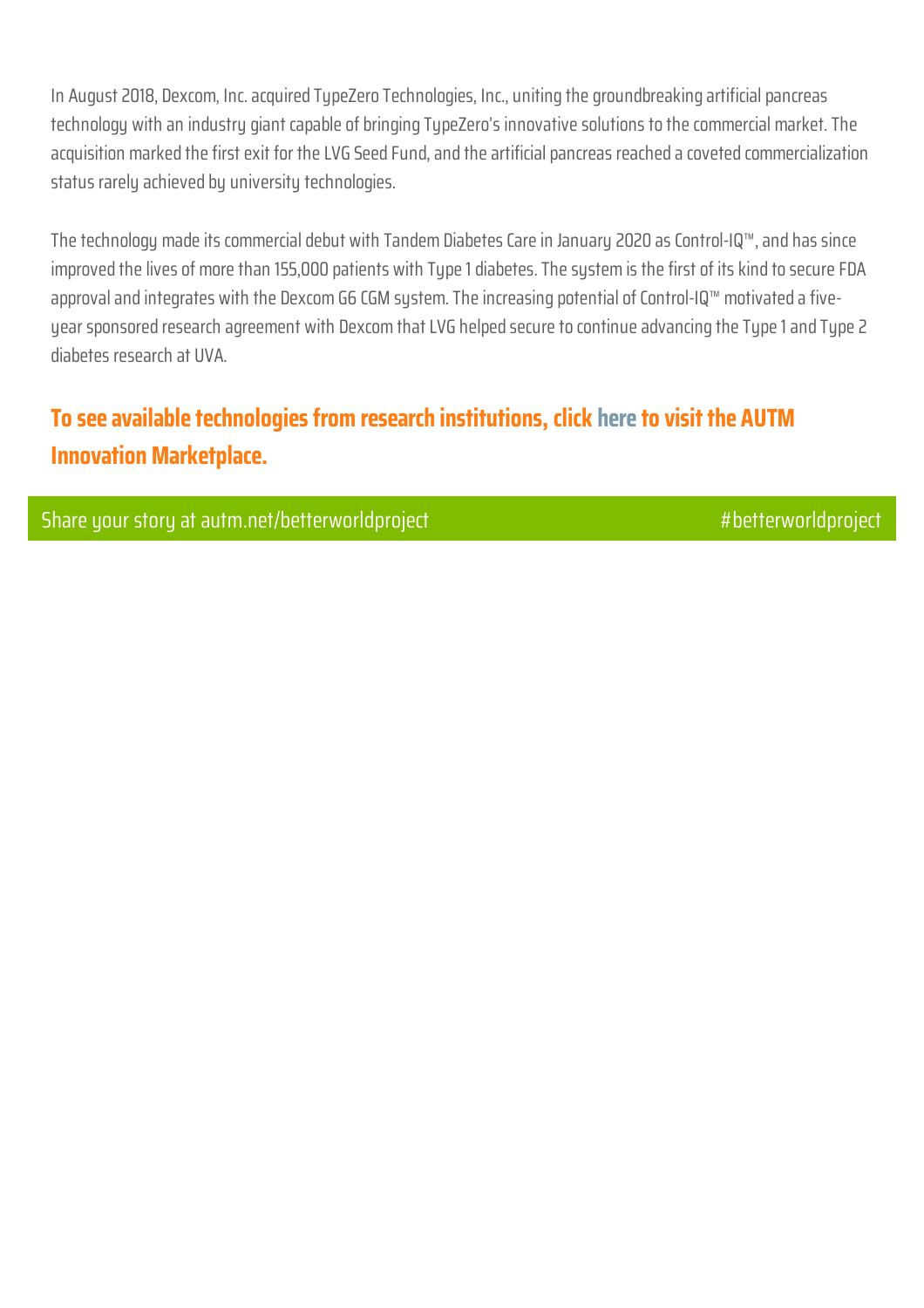In August 2018, Dexcom, Inc. acquired TypeZero Technologies, Inc., uniting the groundbreaking artificial pancreas technology with an industry giant capable of bringing TypeZero's innovative solutions to the commercial market. The acquisition marked the first exit for the LVG Seed Fund, and the artificial pancreas reached a coveted commercialization status rarely achieved by university technologies.

The technology made its commercial debut with Tandem Diabetes Care in January 2020 as Control-IQ™, and has since improved the lives of more than 155,000 patients with Type 1 diabetes. The system is the first of its kind to secure FDA approval and integrates with the Dexcom G6 CGM system. The increasing potential of Control-IQ™ motivated a five-year sponsored research agreement with Dexcom that LVG helped secure to continue advancing the Type 1 and Type 2 diabetes research at UVA.

**To see available technologies from research institutions, click here to visit the AUTM Innovation Marketplace.**

Share your story at autm.net/betterworldproject #betterworldproject